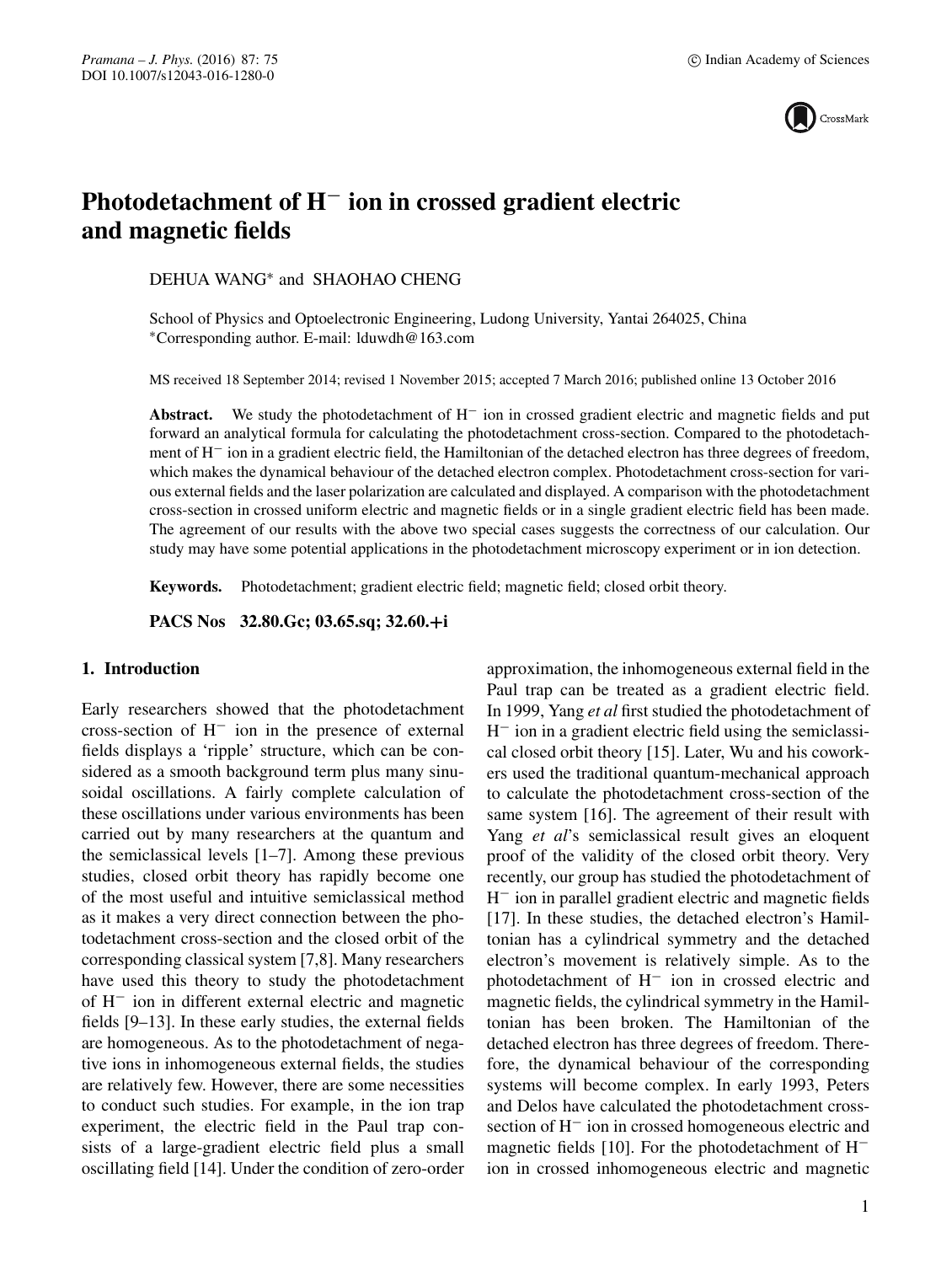# Photodetachment of $H^-$ ion in crossed gradient electric and magnetic fields

DEHUA WANG* and SHAOHAO CHENG

School of Physics and Optoelectronic Engineering, Ludong University, Yantai 264025, China
*Corresponding author. E-mail: lduwdh@163.com

MS received 18 September 2014; revised 1 November 2015; accepted 7 March 2016; published online 13 October 2016

**Abstract.** We study the photodetachment of $H^-$ ion in crossed gradient electric and magnetic fields and put forward an analytical formula for calculating the photodetachment cross-section. Compared to the photodetachment of $H^-$ ion in a gradient electric field, the Hamiltonian of the detached electron has three degrees of freedom, which makes the dynamical behaviour of the detached electron complex. Photodetachment cross-section for various external fields and the laser polarization are calculated and displayed. A comparison with the photodetachment cross-section in crossed uniform electric and magnetic fields or in a single gradient electric field has been made. The agreement of our results with the above two special cases suggests the correctness of our calculation. Our study may have some potential applications in the photodetachment microscopy experiment or in ion detection.

**Keywords.** Photodetachment; gradient electric field; magnetic field; closed orbit theory.

**PACS Nos 32.80.Gc; 03.65.sq; 32.60.+i**

## 1. Introduction

Early researchers showed that the photodetachment cross-section of $H^-$ ion in the presence of external fields displays a 'ripple' structure, which can be considered as a smooth background term plus many sinusoidal oscillations. A fairly complete calculation of these oscillations under various environments has been carried out by many researchers at the quantum and the semiclassical levels [1–7]. Among these previous studies, closed orbit theory has rapidly become one of the most useful and intuitive semiclassical method as it makes a very direct connection between the photodetachment cross-section and the closed orbit of the corresponding classical system [7,8]. Many researchers have used this theory to study the photodetachment of $H^-$ ion in different external electric and magnetic fields [9–13]. In these early studies, the external fields are homogeneous. As to the photodetachment of negative ions in inhomogeneous external fields, the studies are relatively few. However, there are some necessities to conduct such studies. For example, in the ion trap experiment, the electric field in the Paul trap consists of a large-gradient electric field plus a small oscillating field [14]. Under the condition of zero-order approximation, the inhomogeneous external field in the Paul trap can be treated as a gradient electric field. In 1999, Yang *et al* first studied the photodetachment of $H^-$ ion in a gradient electric field using the semiclassical closed orbit theory [15]. Later, Wu and his coworkers used the traditional quantum-mechanical approach to calculate the photodetachment cross-section of the same system [16]. The agreement of their result with Yang *et al*'s semiclassical result gives an eloquent proof of the validity of the closed orbit theory. Very recently, our group has studied the photodetachment of $H^-$ ion in parallel gradient electric and magnetic fields [17]. In these studies, the detached electron's Hamiltonian has a cylindrical symmetry and the detached electron's movement is relatively simple. As to the photodetachment of $H^-$ ion in crossed electric and magnetic fields, the cylindrical symmetry in the Hamiltonian has been broken. The Hamiltonian of the detached electron has three degrees of freedom. Therefore, the dynamical behaviour of the corresponding systems will become complex. In early 1993, Peters and Delos have calculated the photodetachment cross-section of $H^-$ ion in crossed homogeneous electric and magnetic fields [10]. For the photodetachment of $H^-$ ion in crossed inhomogeneous electric and magnetic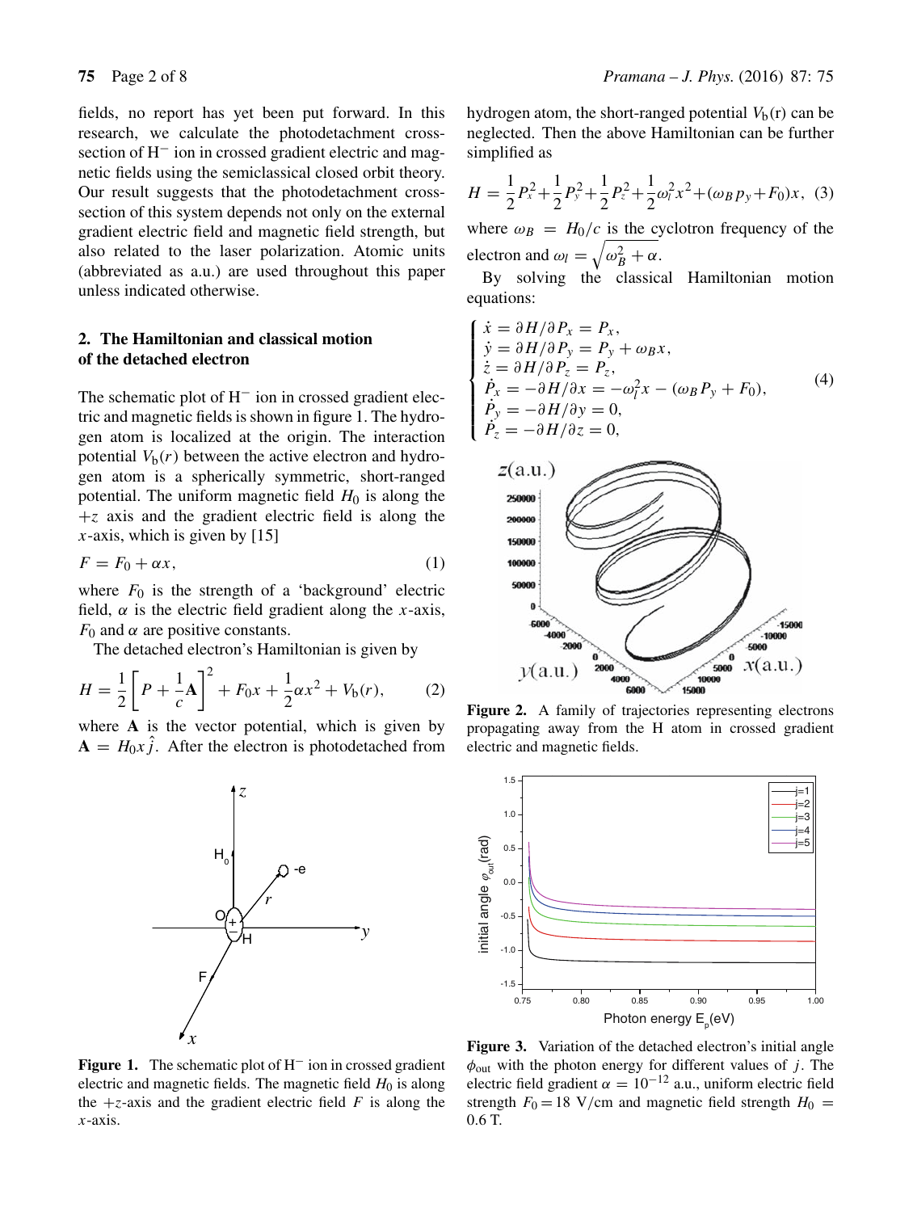fields, no report has yet been put forward. In this research, we calculate the photodetachment cross-section of $H^-$ ion in crossed gradient electric and magnetic fields using the semiclassical closed orbit theory. Our result suggests that the photodetachment cross-section of this system depends not only on the external gradient electric field and magnetic field strength, but also related to the laser polarization. Atomic units (abbreviated as a.u.) are used throughout this paper unless indicated otherwise.

## 2. The Hamiltonian and classical motion of the detached electron

The schematic plot of $H^-$ ion in crossed gradient electric and magnetic fields is shown in figure 1. The hydrogen atom is localized at the origin. The interaction potential $V_b(r)$ between the active electron and hydrogen atom is a spherically symmetric, short-ranged potential. The uniform magnetic field $H_0$ is along the $+z$ axis and the gradient electric field is along the $x$-axis, which is given by [15]

$$F = F_0 + \alpha x, \tag{1}$$

where $F_0$ is the strength of a 'background' electric field, $\alpha$ is the electric field gradient along the $x$-axis, $F_0$ and $\alpha$ are positive constants.

The detached electron's Hamiltonian is given by

$$H = \frac{1}{2}\left[P + \frac{1}{c}\mathbf{A}\right]^2 + F_0 x + \frac{1}{2}\alpha x^2 + V_b(r), \tag{2}$$

where $\mathbf{A}$ is the vector potential, which is given by $\mathbf{A} = H_0 x \hat{j}$. After the electron is photodetached from hydrogen atom, the short-ranged potential $V_b(r)$ can be neglected. Then the above Hamiltonian can be further simplified as

$$H = \frac{1}{2}P_x^2 + \frac{1}{2}P_y^2 + \frac{1}{2}P_z^2 + \frac{1}{2}\omega_l^2 x^2 + (\omega_B p_y + F_0)x, \tag{3}$$

where $\omega_B = H_0/c$ is the cyclotron frequency of the electron and $\omega_l = \sqrt{\omega_B^2 + \alpha}$.

By solving the classical Hamiltonian motion equations:

$$\begin{cases} \dot{x} = \partial H/\partial P_x = P_x, \\ \dot{y} = \partial H/\partial P_y = P_y + \omega_B x, \\ \dot{z} = \partial H/\partial P_z = P_z, \\ \dot{P}_x = -\partial H/\partial x = -\omega_l^2 x - (\omega_B P_y + F_0), \\ \dot{P}_y = -\partial H/\partial y = 0, \\ \dot{P}_z = -\partial H/\partial z = 0, \end{cases} \tag{4}$$

**Figure 1.** The schematic plot of $H^-$ ion in crossed gradient electric and magnetic fields. The magnetic field $H_0$ is along the $+z$-axis and the gradient electric field $F$ is along the $x$-axis.

**Figure 2.** A family of trajectories representing electrons propagating away from the H atom in crossed gradient electric and magnetic fields.

**Figure 3.** Variation of the detached electron's initial angle $\phi_{\text{out}}$ with the photon energy for different values of $j$. The electric field gradient $\alpha = 10^{-12}$ a.u., uniform electric field strength $F_0 = 18$ V/cm and magnetic field strength $H_0 = 0.6$ T.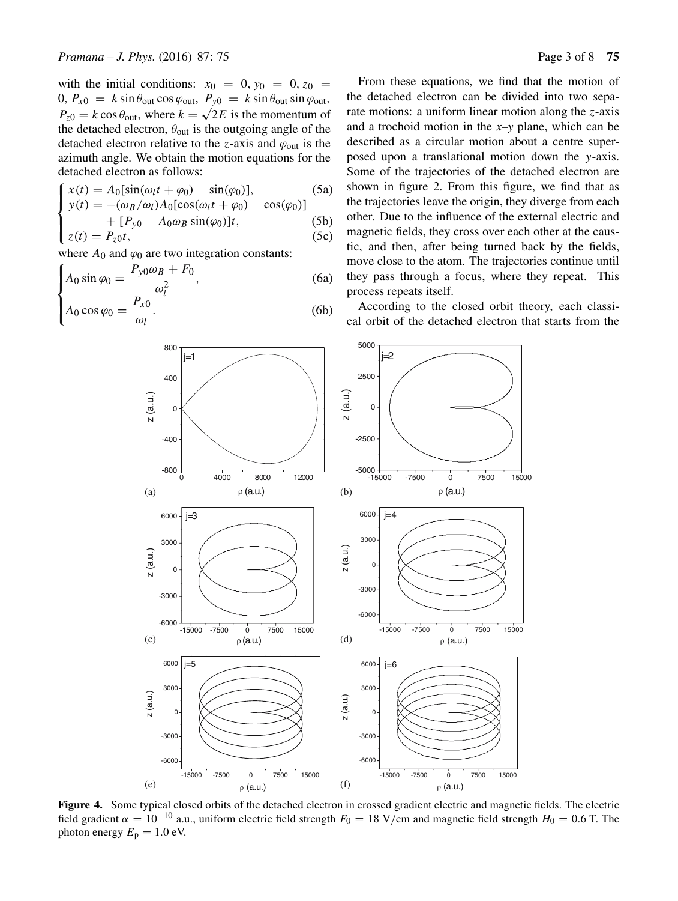with the initial conditions: $x_0 = 0, y_0 = 0, z_0 = 0, P_{x0} = k \sin\theta_{\text{out}} \cos\varphi_{\text{out}}, P_{y0} = k \sin\theta_{\text{out}} \sin\varphi_{\text{out}}, P_{z0} = k \cos\theta_{\text{out}}$, where $k = \sqrt{2E}$ is the momentum of the detached electron, $\theta_{\text{out}}$ is the outgoing angle of the detached electron relative to the $z$-axis and $\varphi_{\text{out}}$ is the azimuth angle. We obtain the motion equations for the detached electron as follows:

$$
\begin{cases}
x(t) = A_0[\sin(\omega_l t + \varphi_0) - \sin(\varphi_0)], & \text{(5a)} \\
y(t) = -(\omega_B/\omega_l)A_0[\cos(\omega_l t + \varphi_0) - \cos(\varphi_0)] \\
\qquad + [P_{y0} - A_0\omega_B \sin(\varphi_0)]t, & \text{(5b)} \\
z(t) = P_{z0}t, & \text{(5c)}
\end{cases}
$$

where $A_0$ and $\varphi_0$ are two integration constants:

$$
\begin{cases}
A_0 \sin\varphi_0 = \dfrac{P_{y0}\omega_B + F_0}{\omega_l^2}, & \text{(6a)} \\
A_0 \cos\varphi_0 = \dfrac{P_{x0}}{\omega_l}. & \text{(6b)}
\end{cases}
$$

From these equations, we find that the motion of the detached electron can be divided into two separate motions: a uniform linear motion along the $z$-axis and a trochoid motion in the $x$–$y$ plane, which can be described as a circular motion about a centre superposed upon a translational motion down the $y$-axis. Some of the trajectories of the detached electron are shown in figure 2. From this figure, we find that as the trajectories leave the origin, they diverge from each other. Due to the influence of the external electric and magnetic fields, they cross over each other at the caustic, and then, after being turned back by the fields, move close to the atom. The trajectories continue until they pass through a focus, where they repeat. This process repeats itself.

According to the closed orbit theory, each classical orbit of the detached electron that starts from the

**Figure 4.** Some typical closed orbits of the detached electron in crossed gradient electric and magnetic fields. The electric field gradient $\alpha = 10^{-10}$ a.u., uniform electric field strength $F_0 = 18$ V/cm and magnetic field strength $H_0 = 0.6$ T. The photon energy $E_p = 1.0$ eV.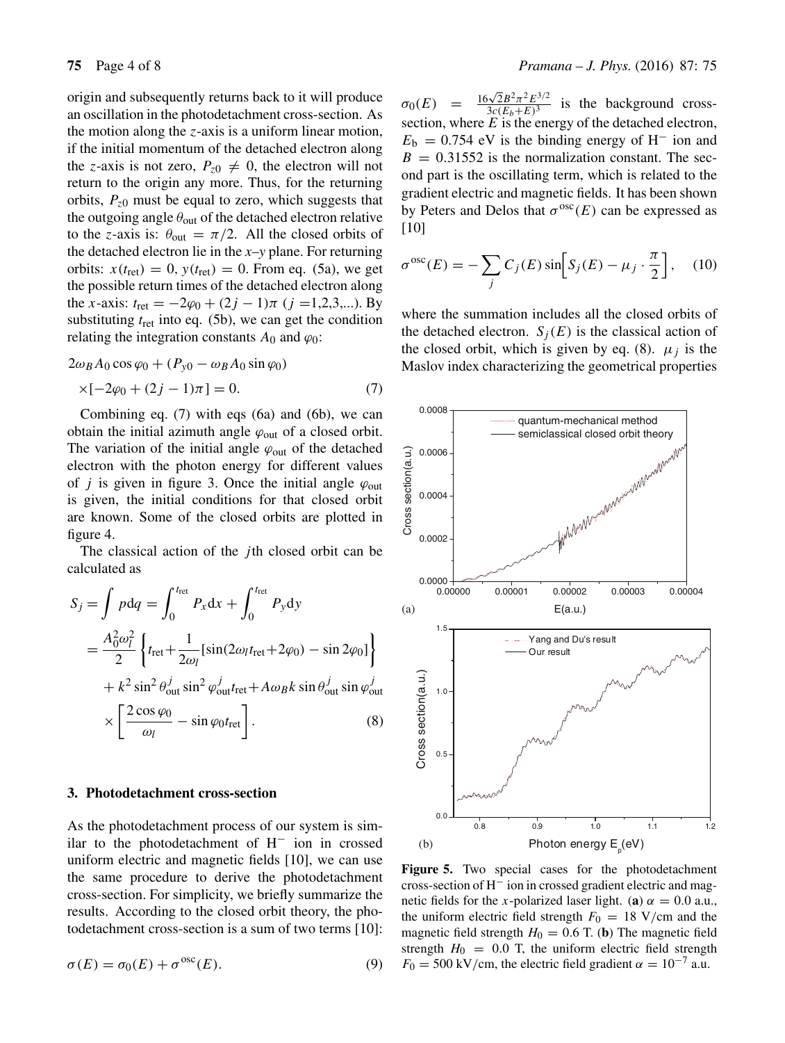origin and subsequently returns back to it will produce an oscillation in the photodetachment cross-section. As the motion along the $z$-axis is a uniform linear motion, if the initial momentum of the detached electron along the $z$-axis is not zero, $P_{z0} \neq 0$, the electron will not return to the origin any more. Thus, for the returning orbits, $P_{z0}$ must be equal to zero, which suggests that the outgoing angle $\theta_{\text{out}}$ of the detached electron relative to the $z$-axis is: $\theta_{\text{out}} = \pi/2$. All the closed orbits of the detached electron lie in the $x$–$y$ plane. For returning orbits: $x(t_{\text{ret}}) = 0$, $y(t_{\text{ret}}) = 0$. From eq. (5a), we get the possible return times of the detached electron along the $x$-axis: $t_{\text{ret}} = -2\varphi_0 + (2j-1)\pi$ ($j = 1,2,3,\ldots$). By substituting $t_{\text{ret}}$ into eq. (5b), we can get the condition relating the integration constants $A_0$ and $\varphi_0$:

$$2\omega_B A_0 \cos\varphi_0 + (P_{y0} - \omega_B A_0 \sin\varphi_0) \times [-2\varphi_0 + (2j-1)\pi] = 0. \tag{7}$$

Combining eq. (7) with eqs (6a) and (6b), we can obtain the initial azimuth angle $\varphi_{\text{out}}$ of a closed orbit. The variation of the initial angle $\varphi_{\text{out}}$ of the detached electron with the photon energy for different values of $j$ is given in figure 3. Once the initial angle $\varphi_{\text{out}}$ is given, the initial conditions for that closed orbit are known. Some of the closed orbits are plotted in figure 4.

The classical action of the $j$th closed orbit can be calculated as

$$\begin{aligned} S_j &= \int p\,\mathrm{d}q = \int_0^{t_{\text{ret}}} P_x \mathrm{d}x + \int_0^{t_{\text{ret}}} P_y \mathrm{d}y \\ &= \frac{A_0^2 \omega_l^2}{2} \left\{ t_{\text{ret}} + \frac{1}{2\omega_l} [\sin(2\omega_l t_{\text{ret}} + 2\varphi_0) - \sin 2\varphi_0] \right\} \\ &\quad + k^2 \sin^2\theta_{\text{out}}^j \sin^2\varphi_{\text{out}}^j t_{\text{ret}} + A\omega_B k \sin\theta_{\text{out}}^j \sin\varphi_{\text{out}}^j \\ &\quad \times \left[ \frac{2\cos\varphi_0}{\omega_l} - \sin\varphi_0 t_{\text{ret}} \right]. \end{aligned} \tag{8}$$

## 3. Photodetachment cross-section

As the photodetachment process of our system is similar to the photodetachment of $H^-$ ion in crossed uniform electric and magnetic fields [10], we can use the same procedure to derive the photodetachment cross-section. For simplicity, we briefly summarize the results. According to the closed orbit theory, the photodetachment cross-section is a sum of two terms [10]:

$$\sigma(E) = \sigma_0(E) + \sigma^{\text{osc}}(E). \tag{9}$$

$\sigma_0(E) = \frac{16\sqrt{2}B^2\pi^2E^{3/2}}{3c(E_b+E)^3}$ is the background cross-section, where $E$ is the energy of the detached electron, $E_{\text{b}} = 0.754$ eV is the binding energy of $H^-$ ion and $B = 0.31552$ is the normalization constant. The second part is the oscillating term, which is related to the gradient electric and magnetic fields. It has been shown by Peters and Delos that $\sigma^{\text{osc}}(E)$ can be expressed as [10]

$$\sigma^{\text{osc}}(E) = -\sum_j C_j(E) \sin\left[S_j(E) - \mu_j \cdot \frac{\pi}{2}\right], \tag{10}$$

where the summation includes all the closed orbits of the detached electron. $S_j(E)$ is the classical action of the closed orbit, which is given by eq. (8). $\mu_j$ is the Maslov index characterizing the geometrical properties

**Figure 5.** Two special cases for the photodetachment cross-section of $H^-$ ion in crossed gradient electric and magnetic fields for the $x$-polarized laser light. (**a**) $\alpha = 0.0$ a.u., the uniform electric field strength $F_0 = 18$ V/cm and the magnetic field strength $H_0 = 0.6$ T. (**b**) The magnetic field strength $H_0 = 0.0$ T, the uniform electric field strength $F_0 = 500$ kV/cm, the electric field gradient $\alpha = 10^{-7}$ a.u.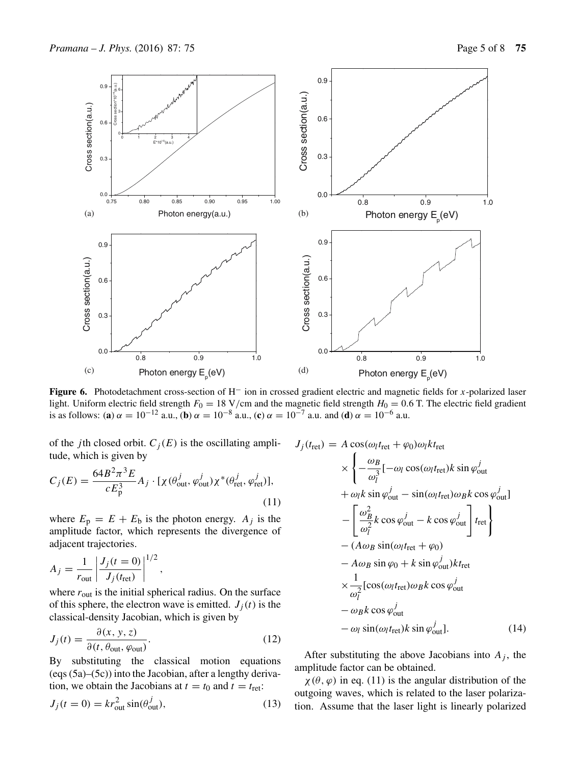**Figure 6.** Photodetachment cross-section of $H^-$ ion in crossed gradient electric and magnetic fields for $x$-polarized laser light. Uniform electric field strength $F_0 = 18$ V/cm and the magnetic field strength $H_0 = 0.6$ T. The electric field gradient is as follows: (**a**) $\alpha = 10^{-12}$ a.u., (**b**) $\alpha = 10^{-8}$ a.u., (**c**) $\alpha = 10^{-7}$ a.u. and (**d**) $\alpha = 10^{-6}$ a.u.

of the $j$th closed orbit. $C_j(E)$ is the oscillating amplitude, which is given by

$$C_j(E) = \frac{64B^2\pi^3 E}{cE_p^3} A_j \cdot [\chi(\theta_{\text{out}}^j, \varphi_{\text{out}}^j)\chi^*(\theta_{\text{ret}}^j, \varphi_{\text{ret}}^j)], \tag{11}$$

where $E_p = E + E_b$ is the photon energy. $A_j$ is the amplitude factor, which represents the divergence of adjacent trajectories.

$$A_j = \frac{1}{r_{\text{out}}}\left|\frac{J_j(t=0)}{J_j(t_{\text{ret}})}\right|^{1/2},$$

where $r_{\text{out}}$ is the initial spherical radius. On the surface of this sphere, the electron wave is emitted. $J_j(t)$ is the classical-density Jacobian, which is given by

$$J_j(t) = \frac{\partial(x, y, z)}{\partial(t, \theta_{\text{out}}, \varphi_{\text{out}})}. \tag{12}$$

By substituting the classical motion equations (eqs (5a)–(5c)) into the Jacobian, after a lengthy derivation, we obtain the Jacobians at $t = t_0$ and $t = t_{\text{ret}}$:

$$J_j(t=0) = kr_{\text{out}}^2 \sin(\theta_{\text{out}}^j), \tag{13}$$

$$\begin{aligned}
J_j(t_{\text{ret}}) = {} & A\cos(\omega_l t_{\text{ret}} + \varphi_0)\omega_l k t_{\text{ret}} \\
& \times \Bigg\{ -\frac{\omega_B}{\omega_l^3}[-\omega_l \cos(\omega_l t_{\text{ret}}) k \sin\varphi_{\text{out}}^j \\
& + \omega_l k \sin\varphi_{\text{out}}^j - \sin(\omega_l t_{\text{ret}})\omega_B k \cos\varphi_{\text{out}}^j] \\
& - \left[\frac{\omega_B^2}{\omega_l^2} k\cos\varphi_{\text{out}}^j - k\cos\varphi_{\text{out}}^j\right] t_{\text{ret}} \Bigg\} \\
& - (A\omega_B \sin(\omega_l t_{\text{ret}} + \varphi_0) \\
& - A\omega_B \sin\varphi_0 + k\sin\varphi_{\text{out}}^j) k t_{\text{ret}} \\
& \times \frac{1}{\omega_l^2}[\cos(\omega_l t_{\text{ret}})\omega_B k \cos\varphi_{\text{out}}^j \\
& - \omega_B k \cos\varphi_{\text{out}}^j \\
& - \omega_l \sin(\omega_l t_{\text{ret}}) k \sin\varphi_{\text{out}}^j].
\end{aligned} \tag{14}$$

After substituting the above Jacobians into $A_j$, the amplitude factor can be obtained.

$\chi(\theta, \varphi)$ in eq. (11) is the angular distribution of the outgoing waves, which is related to the laser polarization. Assume that the laser light is linearly polarized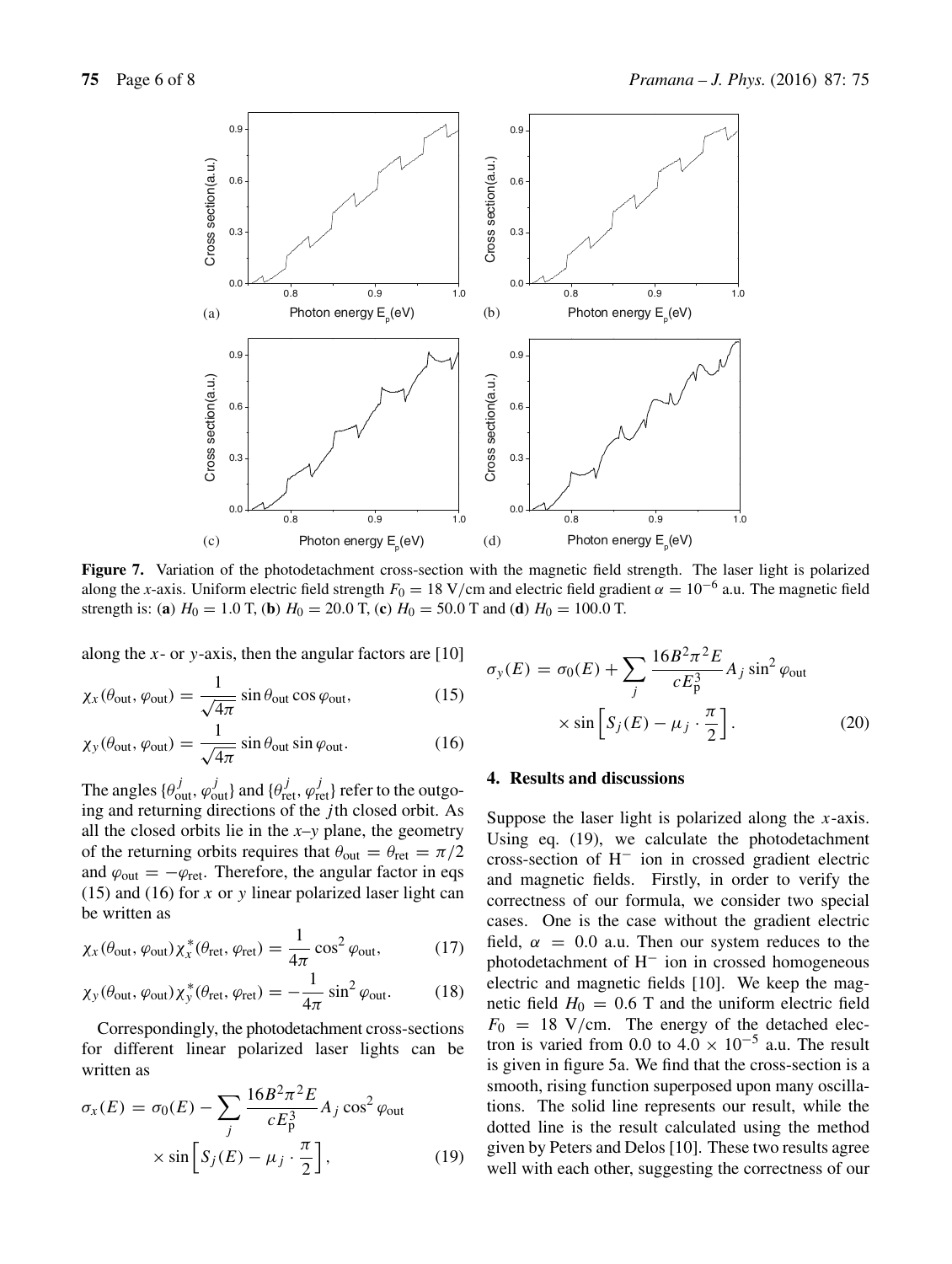Figure 7. Variation of the photodetachment cross-section with the magnetic field strength. The laser light is polarized along the $x$-axis. Uniform electric field strength $F_0 = 18$ V/cm and electric field gradient $\alpha = 10^{-6}$ a.u. The magnetic field strength is: (a) $H_0 = 1.0$ T, (b) $H_0 = 20.0$ T, (c) $H_0 = 50.0$ T and (d) $H_0 = 100.0$ T.

along the $x$- or $y$-axis, then the angular factors are [10]

$$\chi_x(\theta_{\text{out}}, \varphi_{\text{out}}) = \frac{1}{\sqrt{4\pi}} \sin\theta_{\text{out}} \cos\varphi_{\text{out}}, \tag{15}$$

$$\chi_y(\theta_{\text{out}}, \varphi_{\text{out}}) = \frac{1}{\sqrt{4\pi}} \sin\theta_{\text{out}} \sin\varphi_{\text{out}}. \tag{16}$$

The angles $\{\theta_{\text{out}}^j, \varphi_{\text{out}}^j\}$ and $\{\theta_{\text{ret}}^j, \varphi_{\text{ret}}^j\}$ refer to the outgoing and returning directions of the $j$th closed orbit. As all the closed orbits lie in the $x$–$y$ plane, the geometry of the returning orbits requires that $\theta_{\text{out}} = \theta_{\text{ret}} = \pi/2$ and $\varphi_{\text{out}} = -\varphi_{\text{ret}}$. Therefore, the angular factor in eqs (15) and (16) for $x$ or $y$ linear polarized laser light can be written as

$$\chi_x(\theta_{\text{out}}, \varphi_{\text{out}})\chi_x^*(\theta_{\text{ret}}, \varphi_{\text{ret}}) = \frac{1}{4\pi}\cos^2\varphi_{\text{out}}, \tag{17}$$

$$\chi_y(\theta_{\text{out}}, \varphi_{\text{out}})\chi_y^*(\theta_{\text{ret}}, \varphi_{\text{ret}}) = -\frac{1}{4\pi}\sin^2\varphi_{\text{out}}. \tag{18}$$

Correspondingly, the photodetachment cross-sections for different linear polarized laser lights can be written as

$$\sigma_x(E) = \sigma_0(E) - \sum_j \frac{16B^2\pi^2 E}{cE_{\text{p}}^3} A_j \cos^2\varphi_{\text{out}} \times \sin\left[S_j(E) - \mu_j \cdot \frac{\pi}{2}\right], \tag{19}$$

$$\sigma_y(E) = \sigma_0(E) + \sum_j \frac{16B^2\pi^2 E}{cE_{\text{p}}^3} A_j \sin^2\varphi_{\text{out}} \times \sin\left[S_j(E) - \mu_j \cdot \frac{\pi}{2}\right]. \tag{20}$$

## 4. Results and discussions

Suppose the laser light is polarized along the $x$-axis. Using eq. (19), we calculate the photodetachment cross-section of $H^-$ ion in crossed gradient electric and magnetic fields. Firstly, in order to verify the correctness of our formula, we consider two special cases. One is the case without the gradient electric field, $\alpha = 0.0$ a.u. Then our system reduces to the photodetachment of $H^-$ ion in crossed homogeneous electric and magnetic fields [10]. We keep the magnetic field $H_0 = 0.6$ T and the uniform electric field $F_0 = 18$ V/cm. The energy of the detached electron is varied from 0.0 to $4.0 \times 10^{-5}$ a.u. The result is given in figure 5a. We find that the cross-section is a smooth, rising function superposed upon many oscillations. The solid line represents our result, while the dotted line is the result calculated using the method given by Peters and Delos [10]. These two results agree well with each other, suggesting the correctness of our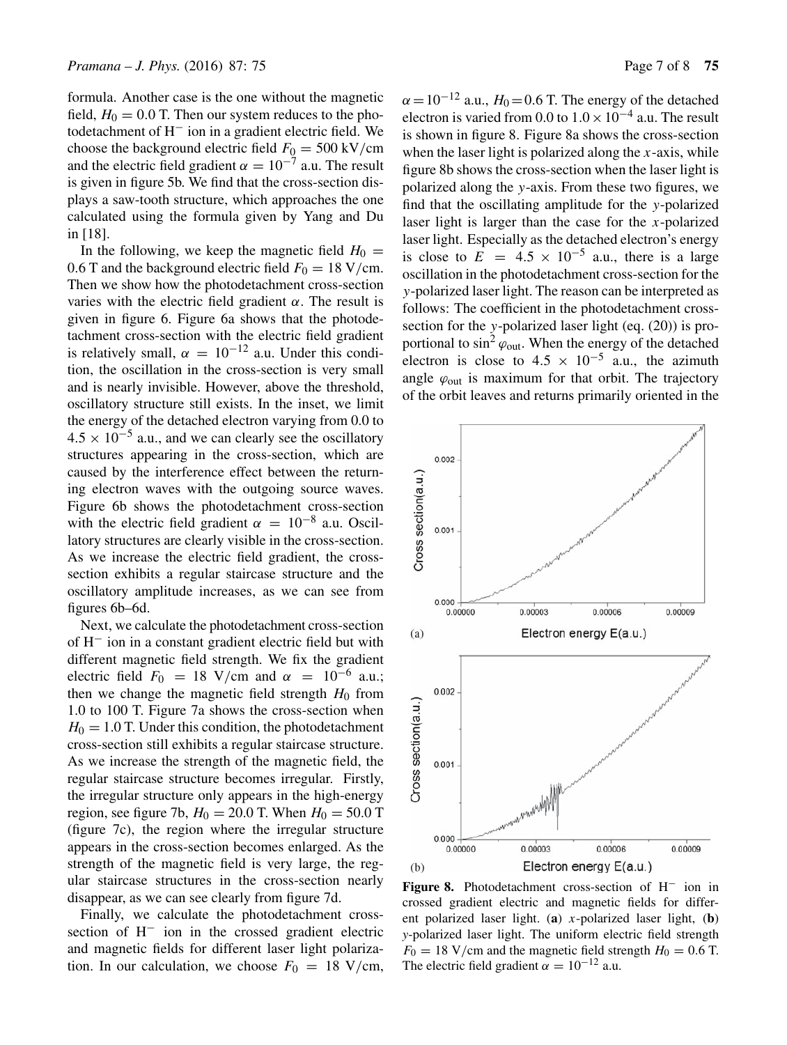formula. Another case is the one without the magnetic field, $H_0 = 0.0$ T. Then our system reduces to the photodetachment of $H^-$ ion in a gradient electric field. We choose the background electric field $F_0 = 500$ kV/cm and the electric field gradient $\alpha = 10^{-7}$ a.u. The result is given in figure 5b. We find that the cross-section displays a saw-tooth structure, which approaches the one calculated using the formula given by Yang and Du in [18].

In the following, we keep the magnetic field $H_0 = 0.6$ T and the background electric field $F_0 = 18$ V/cm. Then we show how the photodetachment cross-section varies with the electric field gradient $\alpha$. The result is given in figure 6. Figure 6a shows that the photodetachment cross-section with the electric field gradient is relatively small, $\alpha = 10^{-12}$ a.u. Under this condition, the oscillation in the cross-section is very small and is nearly invisible. However, above the threshold, oscillatory structure still exists. In the inset, we limit the energy of the detached electron varying from 0.0 to $4.5 \times 10^{-5}$ a.u., and we can clearly see the oscillatory structures appearing in the cross-section, which are caused by the interference effect between the returning electron waves with the outgoing source waves. Figure 6b shows the photodetachment cross-section with the electric field gradient $\alpha = 10^{-8}$ a.u. Oscillatory structures are clearly visible in the cross-section. As we increase the electric field gradient, the cross-section exhibits a regular staircase structure and the oscillatory amplitude increases, as we can see from figures 6b–6d.

Next, we calculate the photodetachment cross-section of $H^-$ ion in a constant gradient electric field but with different magnetic field strength. We fix the gradient electric field $F_0 = 18$ V/cm and $\alpha = 10^{-6}$ a.u.; then we change the magnetic field strength $H_0$ from 1.0 to 100 T. Figure 7a shows the cross-section when $H_0 = 1.0$ T. Under this condition, the photodetachment cross-section still exhibits a regular staircase structure. As we increase the strength of the magnetic field, the regular staircase structure becomes irregular. Firstly, the irregular structure only appears in the high-energy region, see figure 7b, $H_0 = 20.0$ T. When $H_0 = 50.0$ T (figure 7c), the region where the irregular structure appears in the cross-section becomes enlarged. As the strength of the magnetic field is very large, the regular staircase structures in the cross-section nearly disappear, as we can see clearly from figure 7d.

Finally, we calculate the photodetachment cross-section of $H^-$ ion in the crossed gradient electric and magnetic fields for different laser light polarization. In our calculation, we choose $F_0 = 18$ V/cm, $\alpha = 10^{-12}$ a.u., $H_0 = 0.6$ T. The energy of the detached electron is varied from 0.0 to $1.0 \times 10^{-4}$ a.u. The result is shown in figure 8. Figure 8a shows the cross-section when the laser light is polarized along the $x$-axis, while figure 8b shows the cross-section when the laser light is polarized along the $y$-axis. From these two figures, we find that the oscillating amplitude for the $y$-polarized laser light is larger than the case for the $x$-polarized laser light. Especially as the detached electron's energy is close to $E = 4.5 \times 10^{-5}$ a.u., there is a large oscillation in the photodetachment cross-section for the $y$-polarized laser light. The reason can be interpreted as follows: The coefficient in the photodetachment cross-section for the $y$-polarized laser light (eq. (20)) is proportional to $\sin^2 \varphi_{\text{out}}$. When the energy of the detached electron is close to $4.5 \times 10^{-5}$ a.u., the azimuth angle $\varphi_{\text{out}}$ is maximum for that orbit. The trajectory of the orbit leaves and returns primarily oriented in the

**Figure 8.** Photodetachment cross-section of $H^-$ ion in crossed gradient electric and magnetic fields for different polarized laser light. (**a**) $x$-polarized laser light, (**b**) $y$-polarized laser light. The uniform electric field strength $F_0 = 18$ V/cm and the magnetic field strength $H_0 = 0.6$ T. The electric field gradient $\alpha = 10^{-12}$ a.u.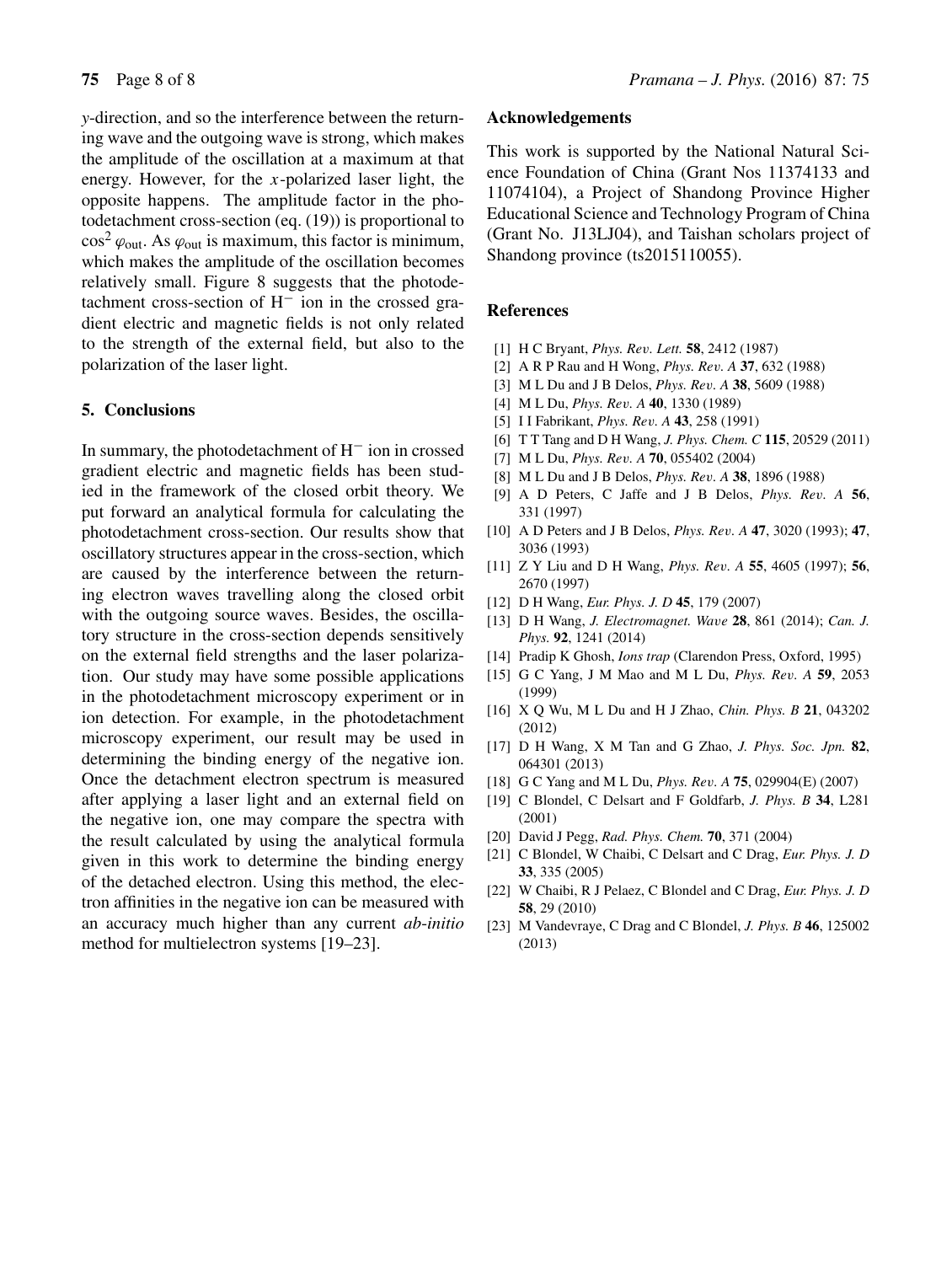$y$-direction, and so the interference between the returning wave and the outgoing wave is strong, which makes the amplitude of the oscillation at a maximum at that energy. However, for the $x$-polarized laser light, the opposite happens. The amplitude factor in the photodetachment cross-section (eq. (19)) is proportional to $\cos^2 \varphi_{\text{out}}$. As $\varphi_{\text{out}}$ is maximum, this factor is minimum, which makes the amplitude of the oscillation becomes relatively small. Figure 8 suggests that the photodetachment cross-section of $H^-$ ion in the crossed gradient electric and magnetic fields is not only related to the strength of the external field, but also to the polarization of the laser light.

## 5. Conclusions

In summary, the photodetachment of $H^-$ ion in crossed gradient electric and magnetic fields has been studied in the framework of the closed orbit theory. We put forward an analytical formula for calculating the photodetachment cross-section. Our results show that oscillatory structures appear in the cross-section, which are caused by the interference between the returning electron waves travelling along the closed orbit with the outgoing source waves. Besides, the oscillatory structure in the cross-section depends sensitively on the external field strengths and the laser polarization. Our study may have some possible applications in the photodetachment microscopy experiment or in ion detection. For example, in the photodetachment microscopy experiment, our result may be used in determining the binding energy of the negative ion. Once the detachment electron spectrum is measured after applying a laser light and an external field on the negative ion, one may compare the spectra with the result calculated by using the analytical formula given in this work to determine the binding energy of the detached electron. Using this method, the electron affinities in the negative ion can be measured with an accuracy much higher than any current *ab-initio* method for multielectron systems [19–23].

## Acknowledgements

This work is supported by the National Natural Science Foundation of China (Grant Nos 11374133 and 11074104), a Project of Shandong Province Higher Educational Science and Technology Program of China (Grant No. J13LJ04), and Taishan scholars project of Shandong province (ts2015110055).

## References

[1] H C Bryant, *Phys. Rev. Lett.* **58**, 2412 (1987)
[2] A R P Rau and H Wong, *Phys. Rev. A* **37**, 632 (1988)
[3] M L Du and J B Delos, *Phys. Rev. A* **38**, 5609 (1988)
[4] M L Du, *Phys. Rev. A* **40**, 1330 (1989)
[5] I I Fabrikant, *Phys. Rev. A* **43**, 258 (1991)
[6] T T Tang and D H Wang, *J. Phys. Chem. C* **115**, 20529 (2011)
[7] M L Du, *Phys. Rev. A* **70**, 055402 (2004)
[8] M L Du and J B Delos, *Phys. Rev. A* **38**, 1896 (1988)
[9] A D Peters, C Jaffe and J B Delos, *Phys. Rev. A* **56**, 331 (1997)
[10] A D Peters and J B Delos, *Phys. Rev. A* **47**, 3020 (1993); **47**, 3036 (1993)
[11] Z Y Liu and D H Wang, *Phys. Rev. A* **55**, 4605 (1997); **56**, 2670 (1997)
[12] D H Wang, *Eur. Phys. J. D* **45**, 179 (2007)
[13] D H Wang, *J. Electromagnet. Wave* **28**, 861 (2014); *Can. J. Phys.* **92**, 1241 (2014)
[14] Pradip K Ghosh, *Ions trap* (Clarendon Press, Oxford, 1995)
[15] G C Yang, J M Mao and M L Du, *Phys. Rev. A* **59**, 2053 (1999)
[16] X Q Wu, M L Du and H J Zhao, *Chin. Phys. B* **21**, 043202 (2012)
[17] D H Wang, X M Tan and G Zhao, *J. Phys. Soc. Jpn.* **82**, 064301 (2013)
[18] G C Yang and M L Du, *Phys. Rev. A* **75**, 029904(E) (2007)
[19] C Blondel, C Delsart and F Goldfarb, *J. Phys. B* **34**, L281 (2001)
[20] David J Pegg, *Rad. Phys. Chem.* **70**, 371 (2004)
[21] C Blondel, W Chaibi, C Delsart and C Drag, *Eur. Phys. J. D* **33**, 335 (2005)
[22] W Chaibi, R J Pelaez, C Blondel and C Drag, *Eur. Phys. J. D* **58**, 29 (2010)
[23] M Vandevraye, C Drag and C Blondel, *J. Phys. B* **46**, 125002 (2013)